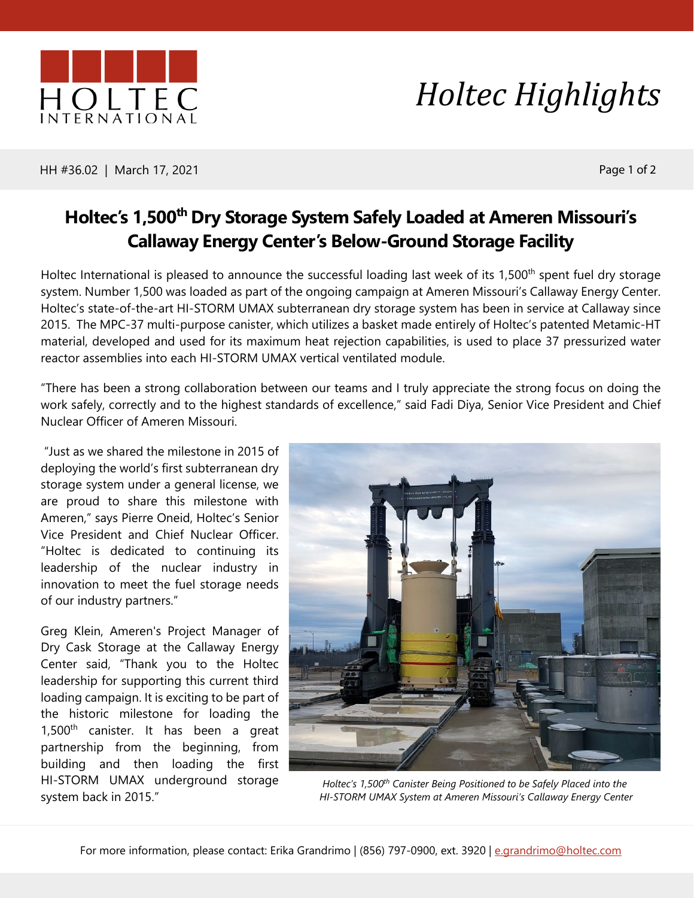# Holtec Highlights

HH #36.02 | March 17, 2021

## Holtec's 1,500th Dry Storage System Safely Loaded at Ameren Missouri's Callaway Energy Center's Below-Ground Storage Facility

Holtec International is pleased to announce the successful loading last week of its 1,500th spent fuel dry storage system. Number 1,500 was loaded as part of the ongoing campaign at Ameren Missouri's Callaway Energy Center. Holtec's state-of-the-art HI-STORM UMAX subterranean dry storage system has been in service at Callaway since 2015. The MPC-37 multi-purpose canister, which utilizes a basket made entirely of Holtec's patented Metamic-HT material, developed and used for its maximum heat rejection capabilities, is used to place 37 pressurized water reactor assemblies into each HI-STORM UMAX vertical ventilated module.

"There has been a strong collaboration between our teams and I truly appreciate the strong focus on doing the work safely, correctly and to the highest standards of excellence," said Fadi Diya, Senior Vice President and Chief Nuclear Officer of Ameren Missouri.

"Just as we shared the milestone in 2015 of deploying the world's first subterranean dry storage system under a general license, we are proud to share this milestone with Ameren," says Pierre Oneid, Holtec's Senior Vice President and Chief Nuclear Officer. "Holtec is dedicated to continuing its leadership of the nuclear industry in innovation to meet the fuel storage needs of our industry partners."

Greg Klein, Ameren's Project Manager of Dry Cask Storage at the Callaway Energy Center said, "Thank you to the Holtec leadership for supporting this current third loading campaign. It is exciting to be part of the historic milestone for loading the 1,500th canister. It has been a great partnership from the beginning, from building and then loading the first HI-STORM UMAX underground storage system back in 2015."

*Holtec's 1,500th Canister Being Positioned to be Safely Placed into the HI-STORM UMAX System at Ameren Missouri's Callaway Energy Center*

For more information, please contact: Erika Grandrimo | (856) 797-0900, ext. 3920 | e.grandrimo@holtec.com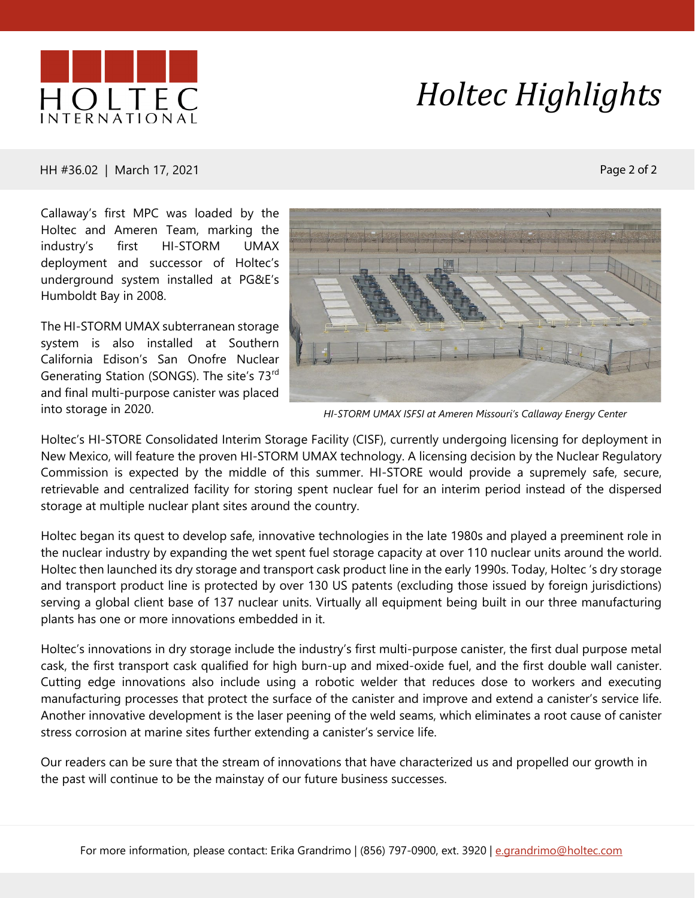Callaway's first MPC was loaded by the Holtec and Ameren Team, marking the industry's first HI-STORM UMAX deployment and successor of Holtec's underground system installed at PG&E's Humboldt Bay in 2008.

The HI-STORM UMAX subterranean storage system is also installed at Southern California Edison's San Onofre Nuclear Generating Station (SONGS). The site's 73rd and final multi-purpose canister was placed into storage in 2020.

*HI-STORM UMAX ISFSI at Ameren Missouri's Callaway Energy Center*

Holtec's HI-STORE Consolidated Interim Storage Facility (CISF), currently undergoing licensing for deployment in New Mexico, will feature the proven HI-STORM UMAX technology. A licensing decision by the Nuclear Regulatory Commission is expected by the middle of this summer. HI-STORE would provide a supremely safe, secure, retrievable and centralized facility for storing spent nuclear fuel for an interim period instead of the dispersed storage at multiple nuclear plant sites around the country.

Holtec began its quest to develop safe, innovative technologies in the late 1980s and played a preeminent role in the nuclear industry by expanding the wet spent fuel storage capacity at over 110 nuclear units around the world. Holtec then launched its dry storage and transport cask product line in the early 1990s. Today, Holtec 's dry storage and transport product line is protected by over 130 US patents (excluding those issued by foreign jurisdictions) serving a global client base of 137 nuclear units. Virtually all equipment being built in our three manufacturing plants has one or more innovations embedded in it.

Holtec's innovations in dry storage include the industry's first multi-purpose canister, the first dual purpose metal cask, the first transport cask qualified for high burn-up and mixed-oxide fuel, and the first double wall canister. Cutting edge innovations also include using a robotic welder that reduces dose to workers and executing manufacturing processes that protect the surface of the canister and improve and extend a canister's service life. Another innovative development is the laser peening of the weld seams, which eliminates a root cause of canister stress corrosion at marine sites further extending a canister's service life.

Our readers can be sure that the stream of innovations that have characterized us and propelled our growth in the past will continue to be the mainstay of our future business successes.

For more information, please contact: Erika Grandrimo | (856) 797-0900, ext. 3920 | e.grandrimo@holtec.com